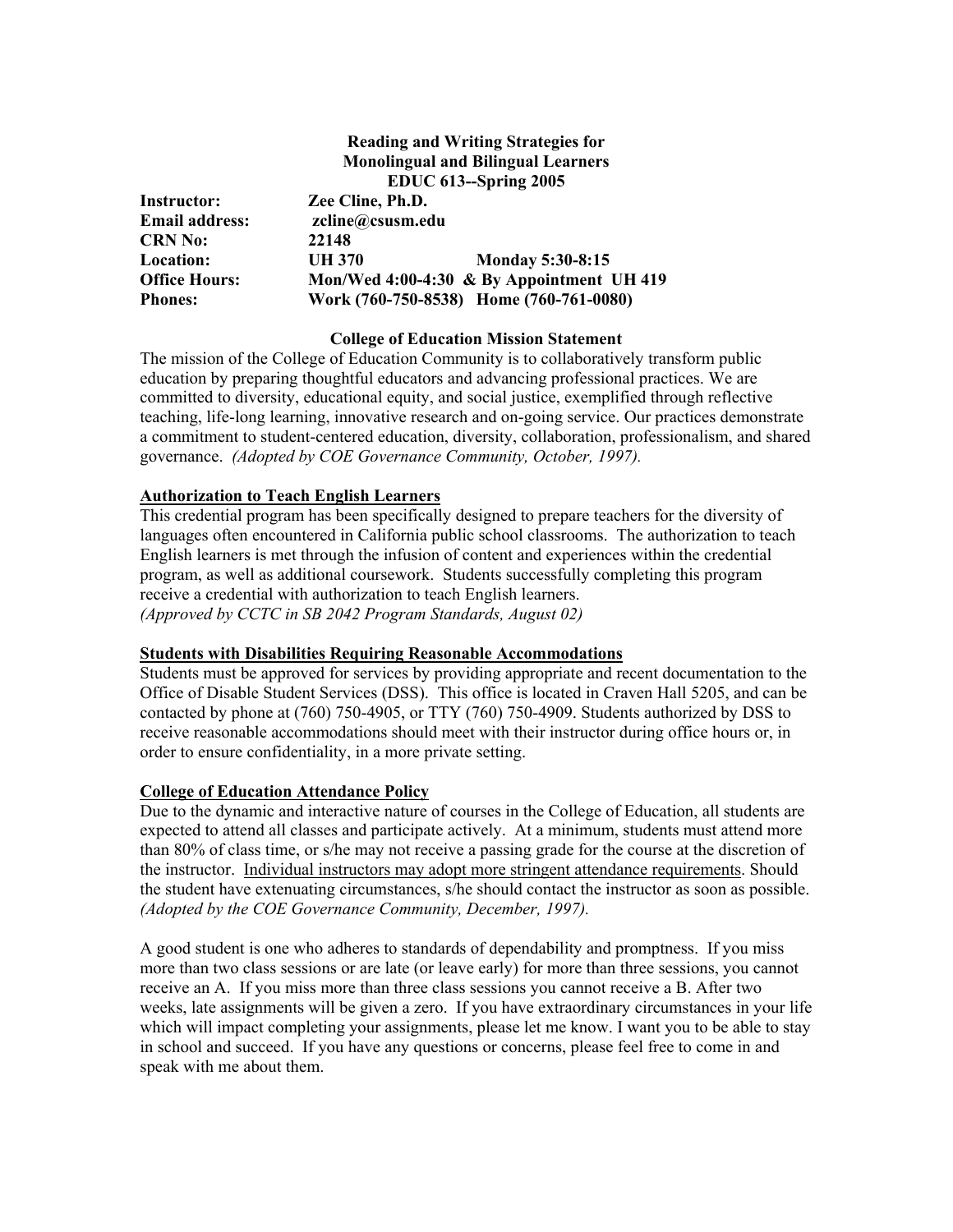# Reading and Writing Strategies for Monolingual and Bilingual Learners
## EDUC 613--Spring 2005

**Instructor:** Zee Cline, Ph.D.
**Email address:** zcline@csusm.edu
**CRN No:** 22148
**Location:** UH 370 Monday 5:30-8:15
**Office Hours:** Mon/Wed 4:00-4:30 & By Appointment UH 419
**Phones:** Work (760-750-8538) Home (760-761-0080)

### College of Education Mission Statement

The mission of the College of Education Community is to collaboratively transform public education by preparing thoughtful educators and advancing professional practices. We are committed to diversity, educational equity, and social justice, exemplified through reflective teaching, life-long learning, innovative research and on-going service. Our practices demonstrate a commitment to student-centered education, diversity, collaboration, professionalism, and shared governance. *(Adopted by COE Governance Community, October, 1997).*

### Authorization to Teach English Learners

This credential program has been specifically designed to prepare teachers for the diversity of languages often encountered in California public school classrooms. The authorization to teach English learners is met through the infusion of content and experiences within the credential program, as well as additional coursework. Students successfully completing this program receive a credential with authorization to teach English learners.
*(Approved by CCTC in SB 2042 Program Standards, August 02)*

### Students with Disabilities Requiring Reasonable Accommodations

Students must be approved for services by providing appropriate and recent documentation to the Office of Disable Student Services (DSS). This office is located in Craven Hall 5205, and can be contacted by phone at (760) 750-4905, or TTY (760) 750-4909. Students authorized by DSS to receive reasonable accommodations should meet with their instructor during office hours or, in order to ensure confidentiality, in a more private setting.

### College of Education Attendance Policy

Due to the dynamic and interactive nature of courses in the College of Education, all students are expected to attend all classes and participate actively. At a minimum, students must attend more than 80% of class time, or s/he may not receive a passing grade for the course at the discretion of the instructor. Individual instructors may adopt more stringent attendance requirements. Should the student have extenuating circumstances, s/he should contact the instructor as soon as possible. *(Adopted by the COE Governance Community, December, 1997).*

A good student is one who adheres to standards of dependability and promptness. If you miss more than two class sessions or are late (or leave early) for more than three sessions, you cannot receive an A. If you miss more than three class sessions you cannot receive a B. After two weeks, late assignments will be given a zero. If you have extraordinary circumstances in your life which will impact completing your assignments, please let me know. I want you to be able to stay in school and succeed. If you have any questions or concerns, please feel free to come in and speak with me about them.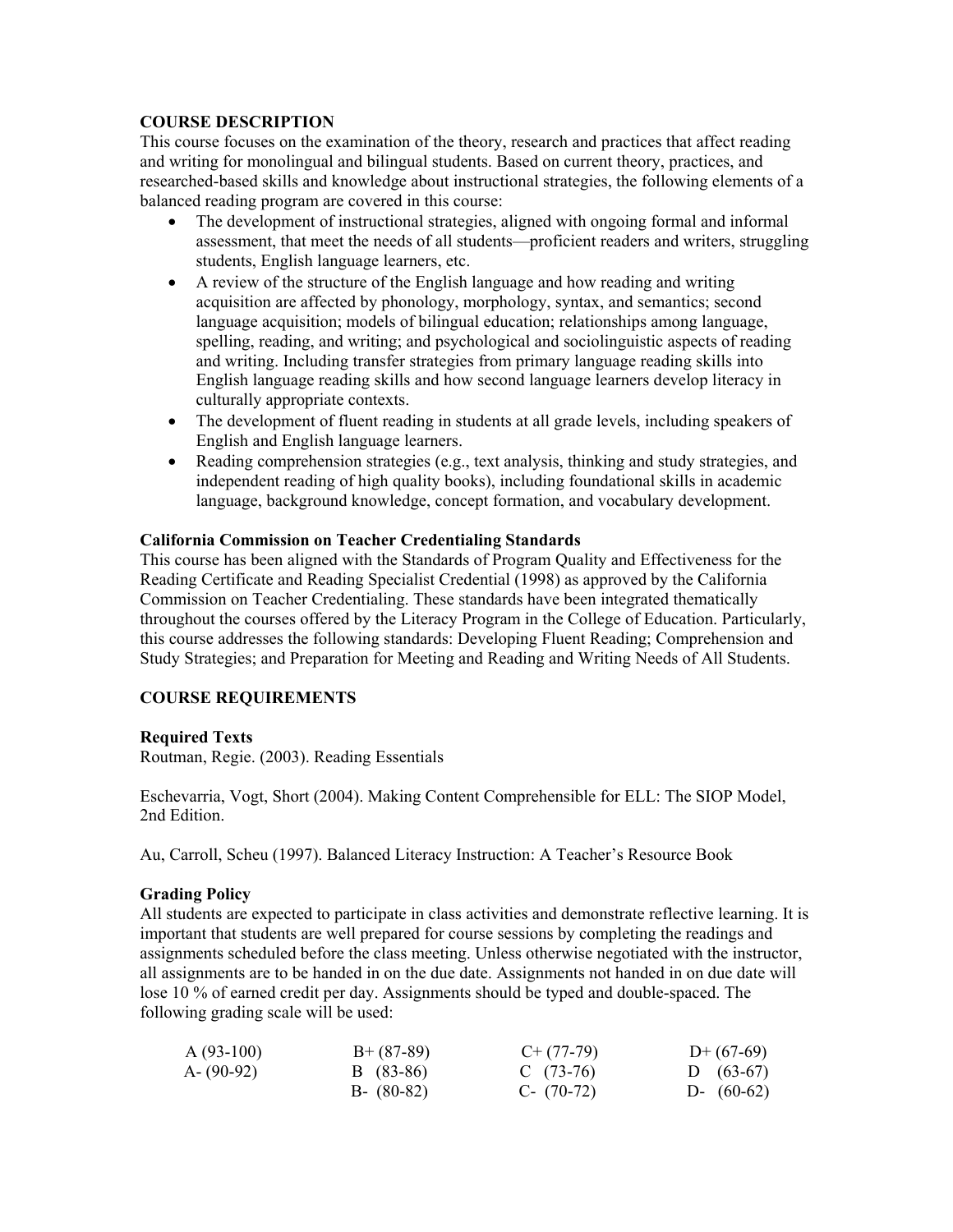**COURSE DESCRIPTION**

This course focuses on the examination of the theory, research and practices that affect reading and writing for monolingual and bilingual students. Based on current theory, practices, and researched-based skills and knowledge about instructional strategies, the following elements of a balanced reading program are covered in this course:

- The development of instructional strategies, aligned with ongoing formal and informal assessment, that meet the needs of all students—proficient readers and writers, struggling students, English language learners, etc.
- A review of the structure of the English language and how reading and writing acquisition are affected by phonology, morphology, syntax, and semantics; second language acquisition; models of bilingual education; relationships among language, spelling, reading, and writing; and psychological and sociolinguistic aspects of reading and writing. Including transfer strategies from primary language reading skills into English language reading skills and how second language learners develop literacy in culturally appropriate contexts.
- The development of fluent reading in students at all grade levels, including speakers of English and English language learners.
- Reading comprehension strategies (e.g., text analysis, thinking and study strategies, and independent reading of high quality books), including foundational skills in academic language, background knowledge, concept formation, and vocabulary development.

**California Commission on Teacher Credentialing Standards**

This course has been aligned with the Standards of Program Quality and Effectiveness for the Reading Certificate and Reading Specialist Credential (1998) as approved by the California Commission on Teacher Credentialing. These standards have been integrated thematically throughout the courses offered by the Literacy Program in the College of Education. Particularly, this course addresses the following standards: Developing Fluent Reading; Comprehension and Study Strategies; and Preparation for Meeting and Reading and Writing Needs of All Students.

**COURSE REQUIREMENTS**

**Required Texts**

Routman, Regie. (2003). Reading Essentials

Eschevarria, Vogt, Short (2004). Making Content Comprehensible for ELL: The SIOP Model, 2nd Edition.

Au, Carroll, Scheu (1997). Balanced Literacy Instruction: A Teacher's Resource Book

**Grading Policy**

All students are expected to participate in class activities and demonstrate reflective learning. It is important that students are well prepared for course sessions by completing the readings and assignments scheduled before the class meeting. Unless otherwise negotiated with the instructor, all assignments are to be handed in on the due date. Assignments not handed in on due date will lose 10 % of earned credit per day. Assignments should be typed and double-spaced. The following grading scale will be used:

| | | | |
|---|---|---|---|
| A (93-100) | B+ (87-89) | C+ (77-79) | D+ (67-69) |
| A- (90-92) | B (83-86) | C (73-76) | D (63-67) |
| | B- (80-82) | C- (70-72) | D- (60-62) |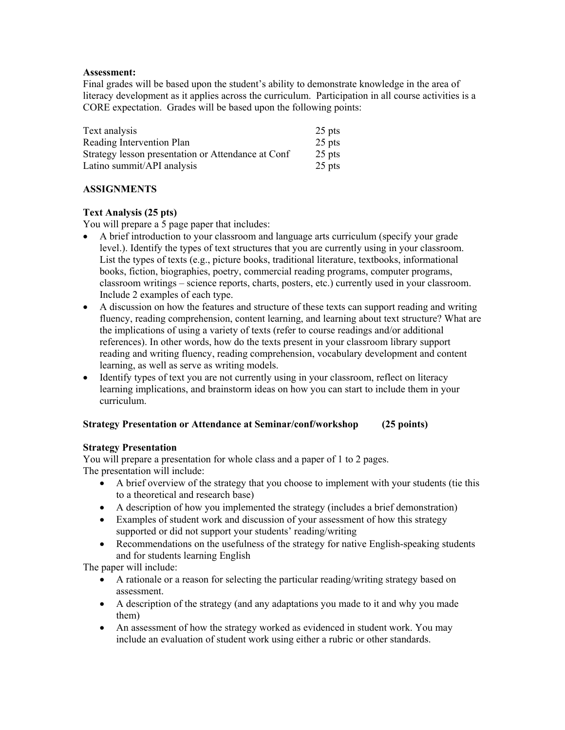**Assessment:**
Final grades will be based upon the student's ability to demonstrate knowledge in the area of literacy development as it applies across the curriculum. Participation in all course activities is a CORE expectation. Grades will be based upon the following points:

| | |
|---|---|
| Text analysis | 25 pts |
| Reading Intervention Plan | 25 pts |
| Strategy lesson presentation or Attendance at Conf | 25 pts |
| Latino summit/API analysis | 25 pts |

**ASSIGNMENTS**

**Text Analysis (25 pts)**
You will prepare a 5 page paper that includes:

- A brief introduction to your classroom and language arts curriculum (specify your grade level.). Identify the types of text structures that you are currently using in your classroom. List the types of texts (e.g., picture books, traditional literature, textbooks, informational books, fiction, biographies, poetry, commercial reading programs, computer programs, classroom writings – science reports, charts, posters, etc.) currently used in your classroom. Include 2 examples of each type.
- A discussion on how the features and structure of these texts can support reading and writing fluency, reading comprehension, content learning, and learning about text structure? What are the implications of using a variety of texts (refer to course readings and/or additional references). In other words, how do the texts present in your classroom library support reading and writing fluency, reading comprehension, vocabulary development and content learning, as well as serve as writing models.
- Identify types of text you are not currently using in your classroom, reflect on literacy learning implications, and brainstorm ideas on how you can start to include them in your curriculum.

**Strategy Presentation or Attendance at Seminar/conf/workshop (25 points)**

**Strategy Presentation**
You will prepare a presentation for whole class and a paper of 1 to 2 pages.
The presentation will include:

- A brief overview of the strategy that you choose to implement with your students (tie this to a theoretical and research base)
- A description of how you implemented the strategy (includes a brief demonstration)
- Examples of student work and discussion of your assessment of how this strategy supported or did not support your students' reading/writing
- Recommendations on the usefulness of the strategy for native English-speaking students and for students learning English

The paper will include:

- A rationale or a reason for selecting the particular reading/writing strategy based on assessment.
- A description of the strategy (and any adaptations you made to it and why you made them)
- An assessment of how the strategy worked as evidenced in student work. You may include an evaluation of student work using either a rubric or other standards.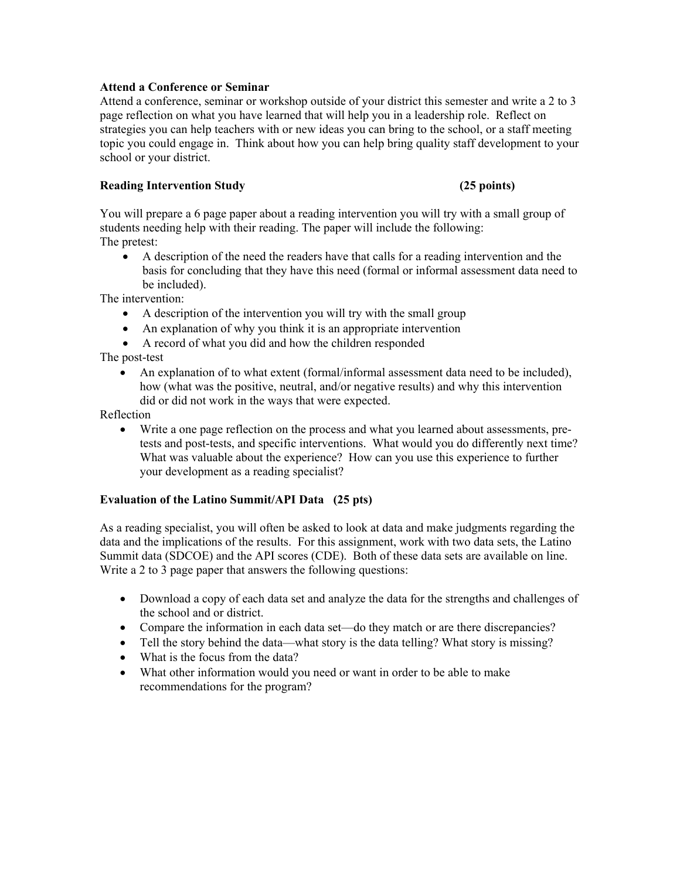**Attend a Conference or Seminar**

Attend a conference, seminar or workshop outside of your district this semester and write a 2 to 3 page reflection on what you have learned that will help you in a leadership role. Reflect on strategies you can help teachers with or new ideas you can bring to the school, or a staff meeting topic you could engage in. Think about how you can help bring quality staff development to your school or your district.

**Reading Intervention Study (25 points)**

You will prepare a 6 page paper about a reading intervention you will try with a small group of students needing help with their reading. The paper will include the following:

The pretest:

- A description of the need the readers have that calls for a reading intervention and the basis for concluding that they have this need (formal or informal assessment data need to be included).

The intervention:

- A description of the intervention you will try with the small group
- An explanation of why you think it is an appropriate intervention
- A record of what you did and how the children responded

The post-test

- An explanation of to what extent (formal/informal assessment data need to be included), how (what was the positive, neutral, and/or negative results) and why this intervention did or did not work in the ways that were expected.

Reflection

- Write a one page reflection on the process and what you learned about assessments, pre-tests and post-tests, and specific interventions. What would you do differently next time? What was valuable about the experience? How can you use this experience to further your development as a reading specialist?

**Evaluation of the Latino Summit/API Data (25 pts)**

As a reading specialist, you will often be asked to look at data and make judgments regarding the data and the implications of the results. For this assignment, work with two data sets, the Latino Summit data (SDCOE) and the API scores (CDE). Both of these data sets are available on line. Write a 2 to 3 page paper that answers the following questions:

- Download a copy of each data set and analyze the data for the strengths and challenges of the school and or district.
- Compare the information in each data set—do they match or are there discrepancies?
- Tell the story behind the data—what story is the data telling? What story is missing?
- What is the focus from the data?
- What other information would you need or want in order to be able to make recommendations for the program?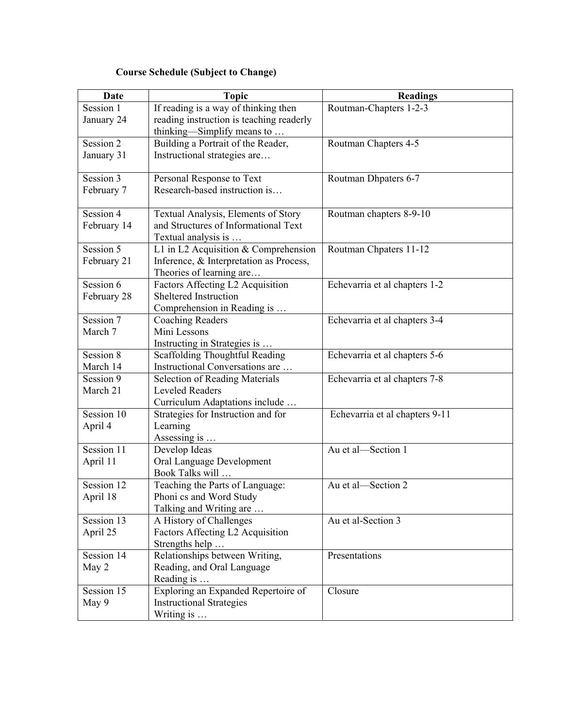**Course Schedule (Subject to Change)**

| Date | Topic | Readings |
|---|---|---|
| Session 1 January 24 | If reading is a way of thinking then reading instruction is teaching readerly thinking—Simplify means to … | Routman-Chapters 1-2-3 |
| Session 2 January 31 | Building a Portrait of the Reader, Instructional strategies are… | Routman Chapters 4-5 |
| Session 3 February 7 | Personal Response to Text Research-based instruction is… | Routman Dhpaters 6-7 |
| Session 4 February 14 | Textual Analysis, Elements of Story and Structures of Informational Text Textual analysis is … | Routman chapters 8-9-10 |
| Session 5 February 21 | L1 in L2 Acquisition & Comprehension Inference, & Interpretation as Process, Theories of learning are… | Routman Chpaters 11-12 |
| Session 6 February 28 | Factors Affecting L2 Acquisition Sheltered Instruction Comprehension in Reading is … | Echevarria et al chapters 1-2 |
| Session 7 March 7 | Coaching Readers Mini Lessons Instructing in Strategies is … | Echevarria et al chapters 3-4 |
| Session 8 March 14 | Scaffolding Thoughtful Reading Instructional Conversations are … | Echevarria et al chapters 5-6 |
| Session 9 March 21 | Selection of Reading Materials Leveled Readers Curriculum Adaptations include … | Echevarria et al chapters 7-8 |
| Session 10 April 4 | Strategies for Instruction and for Learning Assessing is … | Echevarria et al chapters 9-11 |
| Session 11 April 11 | Develop Ideas Oral Language Development Book Talks will … | Au et al—Section 1 |
| Session 12 April 18 | Teaching the Parts of Language: Phoni cs and Word Study Talking and Writing are … | Au et al—Section 2 |
| Session 13 April 25 | A History of Challenges Factors Affecting L2 Acquisition Strengths help … | Au et al-Section 3 |
| Session 14 May 2 | Relationships between Writing, Reading, and Oral Language Reading is … | Presentations |
| Session 15 May 9 | Exploring an Expanded Repertoire of Instructional Strategies Writing is … | Closure |